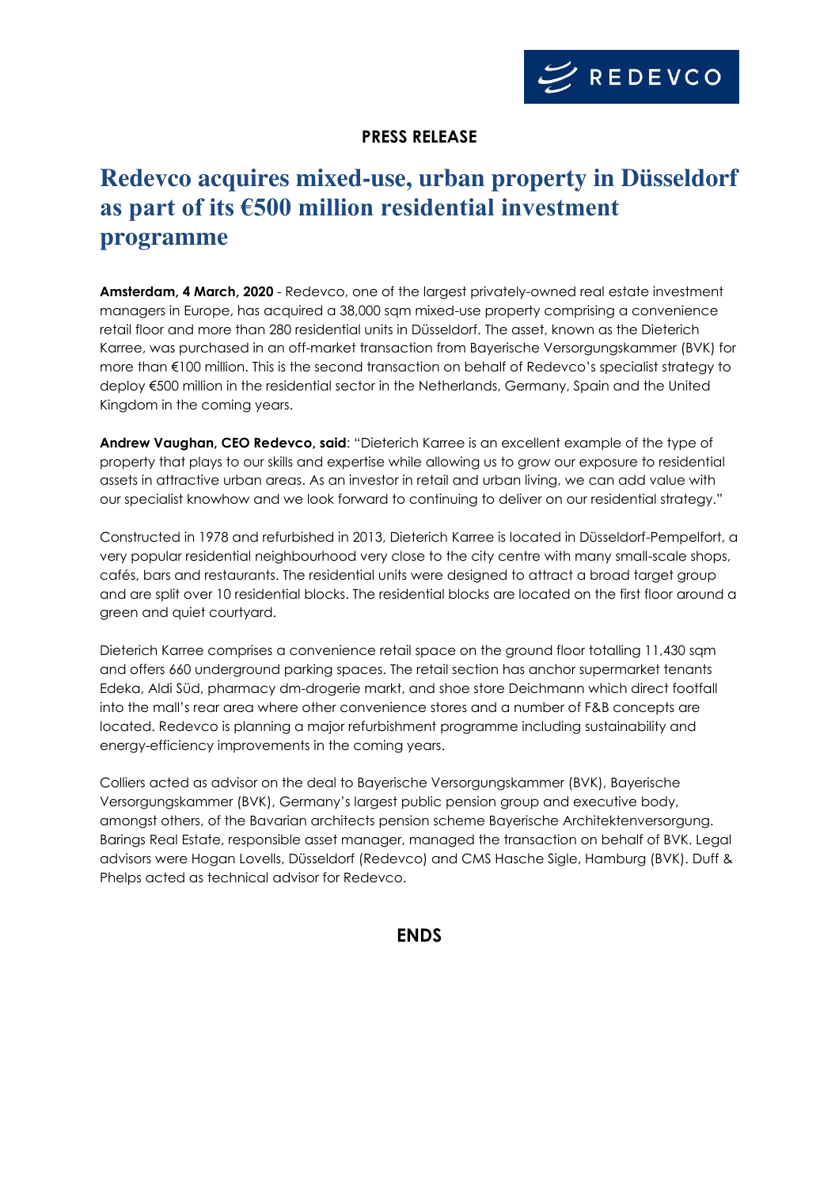REDEVCO

**PRESS RELEASE**

# Redevco acquires mixed-use, urban property in Düsseldorf as part of its €500 million residential investment programme

**Amsterdam, 4 March, 2020** - Redevco, one of the largest privately-owned real estate investment managers in Europe, has acquired a 38,000 sqm mixed-use property comprising a convenience retail floor and more than 280 residential units in Düsseldorf. The asset, known as the Dieterich Karree, was purchased in an off-market transaction from Bayerische Versorgungskammer (BVK) for more than €100 million. This is the second transaction on behalf of Redevco's specialist strategy to deploy €500 million in the residential sector in the Netherlands, Germany, Spain and the United Kingdom in the coming years.

**Andrew Vaughan, CEO Redevco, said**: "Dieterich Karree is an excellent example of the type of property that plays to our skills and expertise while allowing us to grow our exposure to residential assets in attractive urban areas. As an investor in retail and urban living, we can add value with our specialist knowhow and we look forward to continuing to deliver on our residential strategy."

Constructed in 1978 and refurbished in 2013, Dieterich Karree is located in Düsseldorf-Pempelfort, a very popular residential neighbourhood very close to the city centre with many small-scale shops, cafés, bars and restaurants. The residential units were designed to attract a broad target group and are split over 10 residential blocks. The residential blocks are located on the first floor around a green and quiet courtyard.

Dieterich Karree comprises a convenience retail space on the ground floor totalling 11,430 sqm and offers 660 underground parking spaces. The retail section has anchor supermarket tenants Edeka, Aldi Süd, pharmacy dm-drogerie markt, and shoe store Deichmann which direct footfall into the mall's rear area where other convenience stores and a number of F&B concepts are located. Redevco is planning a major refurbishment programme including sustainability and energy-efficiency improvements in the coming years.

Colliers acted as advisor on the deal to Bayerische Versorgungskammer (BVK), Bayerische Versorgungskammer (BVK), Germany's largest public pension group and executive body, amongst others, of the Bavarian architects pension scheme Bayerische Architektenversorgung. Barings Real Estate, responsible asset manager, managed the transaction on behalf of BVK. Legal advisors were Hogan Lovells, Düsseldorf (Redevco) and CMS Hasche Sigle, Hamburg (BVK). Duff & Phelps acted as technical advisor for Redevco.

**ENDS**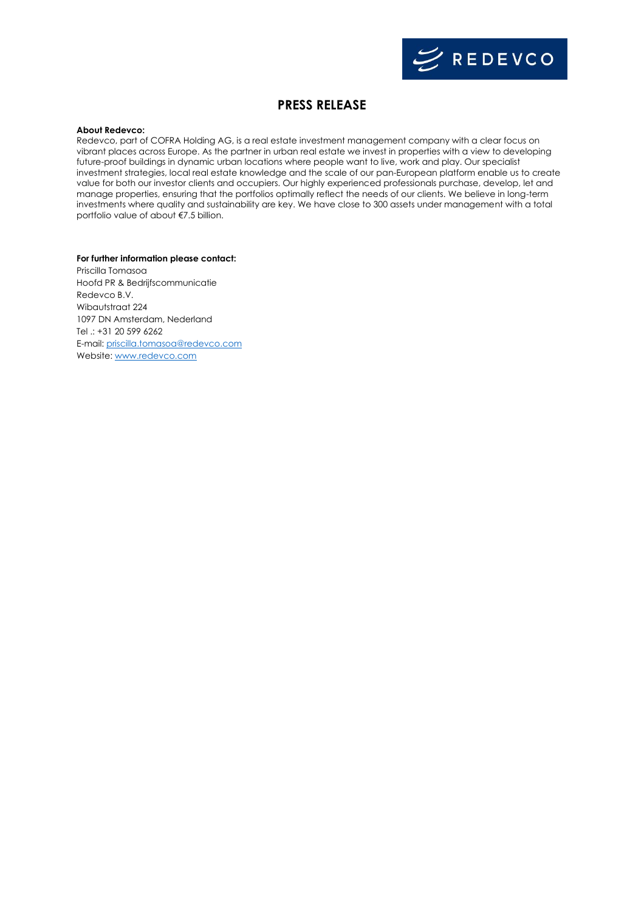## PRESS RELEASE

**About Redevco:**
Redevco, part of COFRA Holding AG, is a real estate investment management company with a clear focus on vibrant places across Europe. As the partner in urban real estate we invest in properties with a view to developing future-proof buildings in dynamic urban locations where people want to live, work and play. Our specialist investment strategies, local real estate knowledge and the scale of our pan-European platform enable us to create value for both our investor clients and occupiers. Our highly experienced professionals purchase, develop, let and manage properties, ensuring that the portfolios optimally reflect the needs of our clients. We believe in long-term investments where quality and sustainability are key. We have close to 300 assets under management with a total portfolio value of about €7.5 billion.

**For further information please contact:**
Priscilla Tomasoa
Hoofd PR & Bedrijfscommunicatie
Redevco B.V.
Wibautstraat 224
1097 DN Amsterdam, Nederland
Tel .: +31 20 599 6262
E-mail: priscilla.tomasoa@redevco.com
Website: www.redevco.com